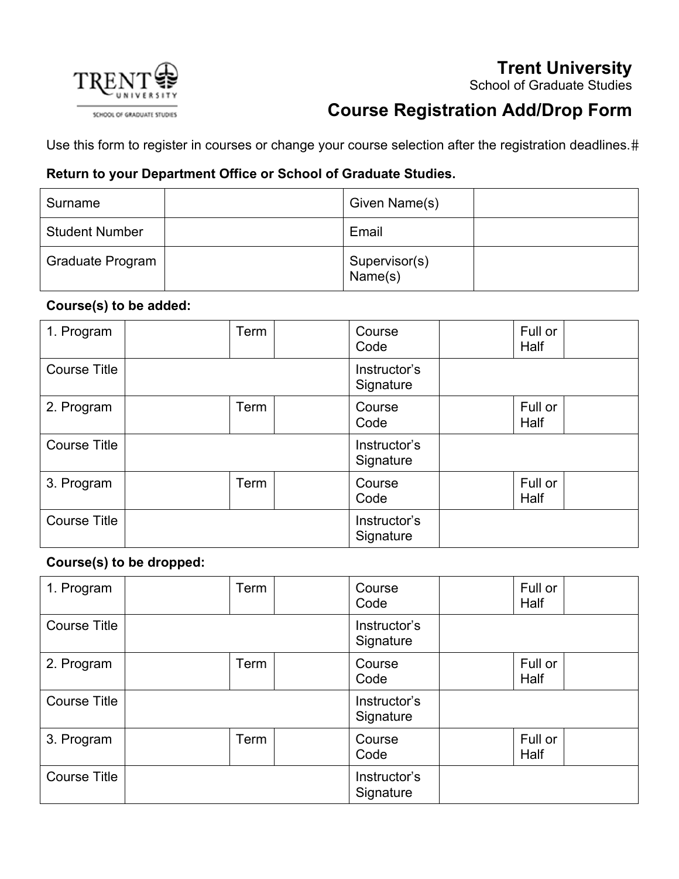# Trent University

School of Graduate Studies

## Course Registration Add/Drop Form

Use this form to register in courses or change your course selection after the registration deadlines.#

**Return to your Department Office or School of Graduate Studies.**

| Surname | | Given Name(s) | |
|---|---|---|---|
| Student Number | | Email | |
| Graduate Program | | Supervisor(s) Name(s) | |

**Course(s) to be added:**

| 1. Program | | Term | | Course Code | | Full or Half | |
|---|---|---|---|---|---|---|---|
| Course Title | | | | Instructor's Signature | | | |
| 2. Program | | Term | | Course Code | | Full or Half | |
| Course Title | | | | Instructor's Signature | | | |
| 3. Program | | Term | | Course Code | | Full or Half | |
| Course Title | | | | Instructor's Signature | | | |

**Course(s) to be dropped:**

| 1. Program | | Term | | Course Code | | Full or Half | |
|---|---|---|---|---|---|---|---|
| Course Title | | | | Instructor's Signature | | | |
| 2. Program | | Term | | Course Code | | Full or Half | |
| Course Title | | | | Instructor's Signature | | | |
| 3. Program | | Term | | Course Code | | Full or Half | |
| Course Title | | | | Instructor's Signature | | | |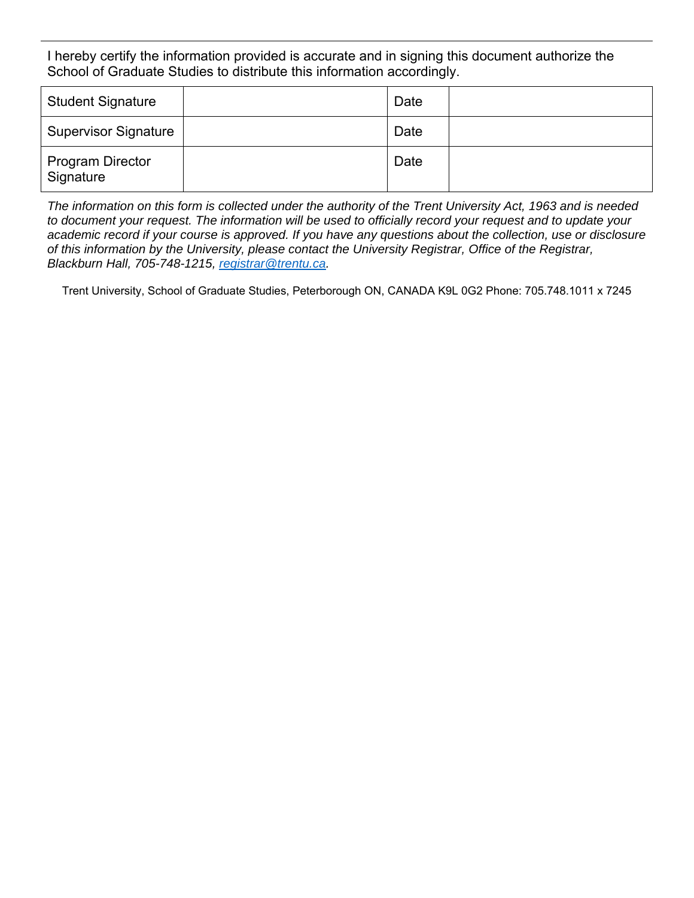I hereby certify the information provided is accurate and in signing this document authorize the School of Graduate Studies to distribute this information accordingly.

| | | | |
|---|---|---|---|
| Student Signature | | Date | |
| Supervisor Signature | | Date | |
| Program Director Signature | | Date | |

*The information on this form is collected under the authority of the Trent University Act, 1963 and is needed to document your request. The information will be used to officially record your request and to update your academic record if your course is approved. If you have any questions about the collection, use or disclosure of this information by the University, please contact the University Registrar, Office of the Registrar, Blackburn Hall, 705-748-1215, [registrar@trentu.ca](mailto:registrar@trentu.ca).*

Trent University, School of Graduate Studies, Peterborough ON, CANADA K9L 0G2 Phone: 705.748.1011 x 7245